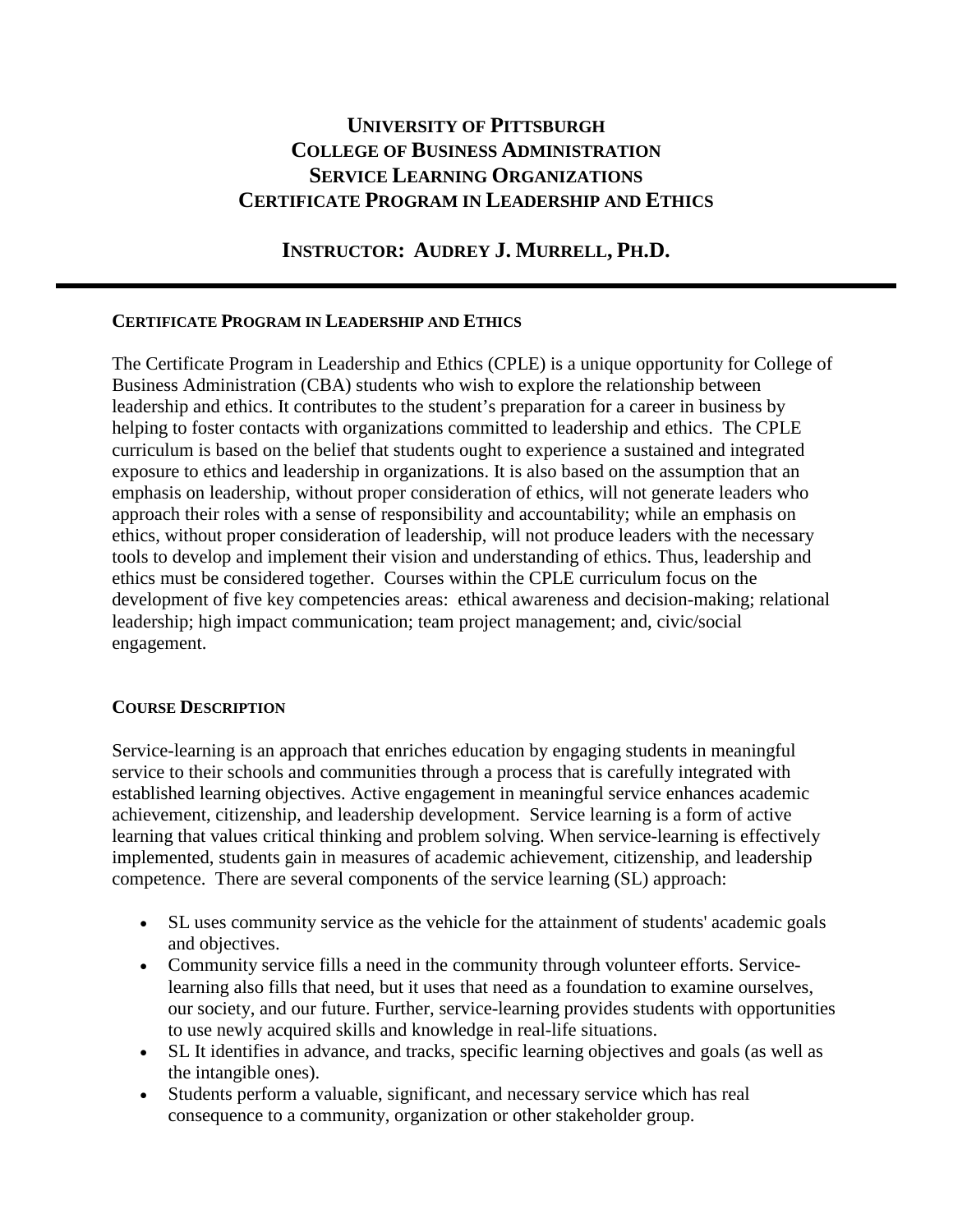# UNIVERSITY OF PITTSBURGH
# COLLEGE OF BUSINESS ADMINISTRATION
# SERVICE LEARNING ORGANIZATIONS
# CERTIFICATE PROGRAM IN LEADERSHIP AND ETHICS

## INSTRUCTOR: AUDREY J. MURRELL, PH.D.

---

### CERTIFICATE PROGRAM IN LEADERSHIP AND ETHICS

The Certificate Program in Leadership and Ethics (CPLE) is a unique opportunity for College of Business Administration (CBA) students who wish to explore the relationship between leadership and ethics. It contributes to the student's preparation for a career in business by helping to foster contacts with organizations committed to leadership and ethics. The CPLE curriculum is based on the belief that students ought to experience a sustained and integrated exposure to ethics and leadership in organizations. It is also based on the assumption that an emphasis on leadership, without proper consideration of ethics, will not generate leaders who approach their roles with a sense of responsibility and accountability; while an emphasis on ethics, without proper consideration of leadership, will not produce leaders with the necessary tools to develop and implement their vision and understanding of ethics. Thus, leadership and ethics must be considered together. Courses within the CPLE curriculum focus on the development of five key competencies areas: ethical awareness and decision-making; relational leadership; high impact communication; team project management; and, civic/social engagement.

### COURSE DESCRIPTION

Service-learning is an approach that enriches education by engaging students in meaningful service to their schools and communities through a process that is carefully integrated with established learning objectives. Active engagement in meaningful service enhances academic achievement, citizenship, and leadership development. Service learning is a form of active learning that values critical thinking and problem solving. When service-learning is effectively implemented, students gain in measures of academic achievement, citizenship, and leadership competence. There are several components of the service learning (SL) approach:

- SL uses community service as the vehicle for the attainment of students' academic goals and objectives.
- Community service fills a need in the community through volunteer efforts. Service-learning also fills that need, but it uses that need as a foundation to examine ourselves, our society, and our future. Further, service-learning provides students with opportunities to use newly acquired skills and knowledge in real-life situations.
- SL It identifies in advance, and tracks, specific learning objectives and goals (as well as the intangible ones).
- Students perform a valuable, significant, and necessary service which has real consequence to a community, organization or other stakeholder group.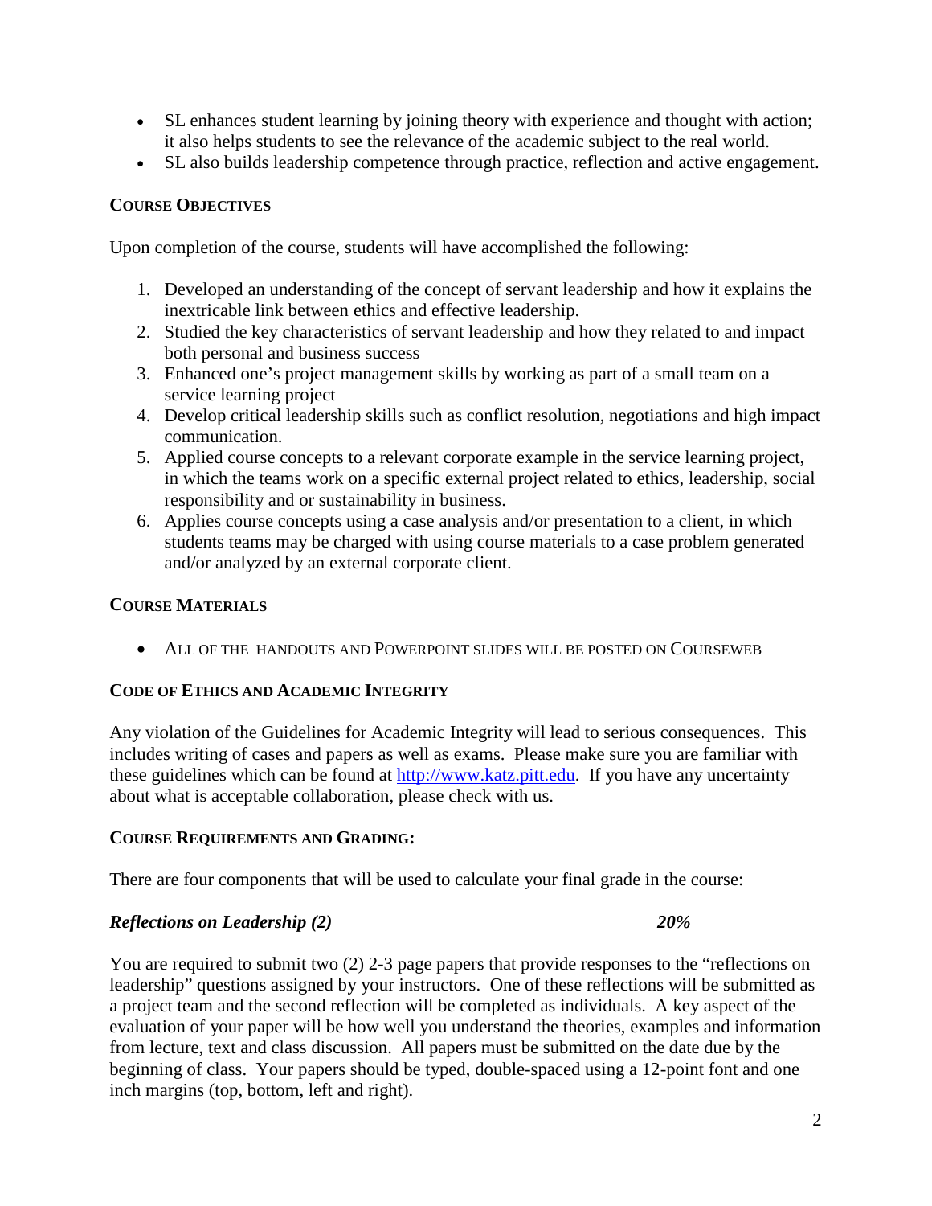- SL enhances student learning by joining theory with experience and thought with action; it also helps students to see the relevance of the academic subject to the real world.
- SL also builds leadership competence through practice, reflection and active engagement.

**COURSE OBJECTIVES**

Upon completion of the course, students will have accomplished the following:

1. Developed an understanding of the concept of servant leadership and how it explains the inextricable link between ethics and effective leadership.
2. Studied the key characteristics of servant leadership and how they related to and impact both personal and business success
3. Enhanced one's project management skills by working as part of a small team on a service learning project
4. Develop critical leadership skills such as conflict resolution, negotiations and high impact communication.
5. Applied course concepts to a relevant corporate example in the service learning project, in which the teams work on a specific external project related to ethics, leadership, social responsibility and or sustainability in business.
6. Applies course concepts using a case analysis and/or presentation to a client, in which students teams may be charged with using course materials to a case problem generated and/or analyzed by an external corporate client.

**COURSE MATERIALS**

- ALL OF THE HANDOUTS AND POWERPOINT SLIDES WILL BE POSTED ON COURSEWEB

**CODE OF ETHICS AND ACADEMIC INTEGRITY**

Any violation of the Guidelines for Academic Integrity will lead to serious consequences. This includes writing of cases and papers as well as exams. Please make sure you are familiar with these guidelines which can be found at [http://www.katz.pitt.edu](http://www.katz.pitt.edu). If you have any uncertainty about what is acceptable collaboration, please check with us.

**COURSE REQUIREMENTS AND GRADING:**

There are four components that will be used to calculate your final grade in the course:

***Reflections on Leadership (2)*** ***20%***

You are required to submit two (2) 2-3 page papers that provide responses to the "reflections on leadership" questions assigned by your instructors. One of these reflections will be submitted as a project team and the second reflection will be completed as individuals. A key aspect of the evaluation of your paper will be how well you understand the theories, examples and information from lecture, text and class discussion. All papers must be submitted on the date due by the beginning of class. Your papers should be typed, double-spaced using a 12-point font and one inch margins (top, bottom, left and right).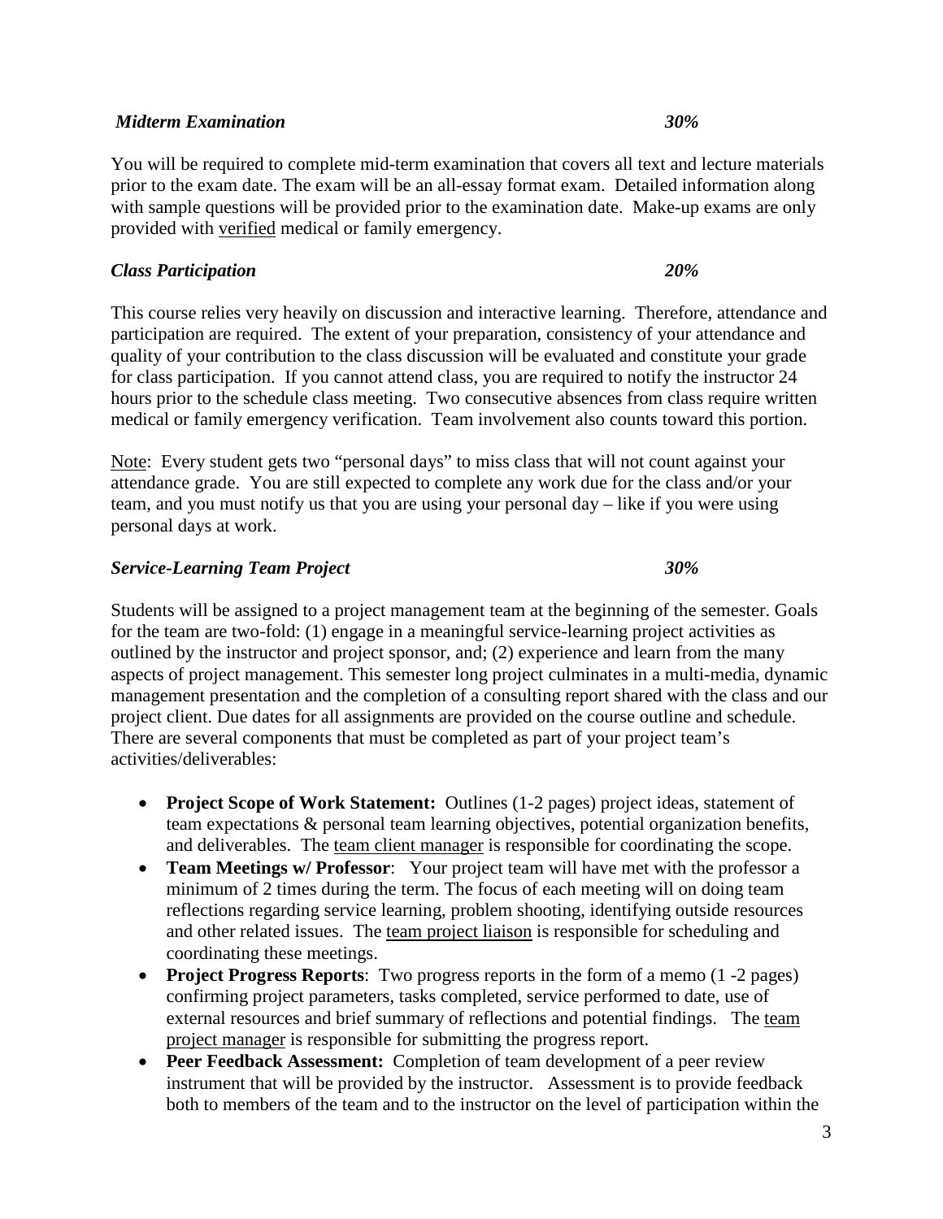***Midterm Examination*** ***30%***

You will be required to complete mid-term examination that covers all text and lecture materials prior to the exam date. The exam will be an all-essay format exam. Detailed information along with sample questions will be provided prior to the examination date. Make-up exams are only provided with <u>verified</u> medical or family emergency.

***Class Participation*** ***20%***

This course relies very heavily on discussion and interactive learning. Therefore, attendance and participation are required. The extent of your preparation, consistency of your attendance and quality of your contribution to the class discussion will be evaluated and constitute your grade for class participation. If you cannot attend class, you are required to notify the instructor 24 hours prior to the schedule class meeting. Two consecutive absences from class require written medical or family emergency verification. Team involvement also counts toward this portion.

<u>Note</u>: Every student gets two "personal days" to miss class that will not count against your attendance grade. You are still expected to complete any work due for the class and/or your team, and you must notify us that you are using your personal day – like if you were using personal days at work.

***Service-Learning Team Project*** ***30%***

Students will be assigned to a project management team at the beginning of the semester. Goals for the team are two-fold: (1) engage in a meaningful service-learning project activities as outlined by the instructor and project sponsor, and; (2) experience and learn from the many aspects of project management. This semester long project culminates in a multi-media, dynamic management presentation and the completion of a consulting report shared with the class and our project client. Due dates for all assignments are provided on the course outline and schedule. There are several components that must be completed as part of your project team's activities/deliverables:

- **Project Scope of Work Statement:** Outlines (1-2 pages) project ideas, statement of team expectations & personal team learning objectives, potential organization benefits, and deliverables. The <u>team client manager</u> is responsible for coordinating the scope.
- **Team Meetings w/ Professor**: Your project team will have met with the professor a minimum of 2 times during the term. The focus of each meeting will on doing team reflections regarding service learning, problem shooting, identifying outside resources and other related issues. The <u>team project liaison</u> is responsible for scheduling and coordinating these meetings.
- **Project Progress Reports**: Two progress reports in the form of a memo (1 -2 pages) confirming project parameters, tasks completed, service performed to date, use of external resources and brief summary of reflections and potential findings. The <u>team project manager</u> is responsible for submitting the progress report.
- **Peer Feedback Assessment:** Completion of team development of a peer review instrument that will be provided by the instructor. Assessment is to provide feedback both to members of the team and to the instructor on the level of participation within the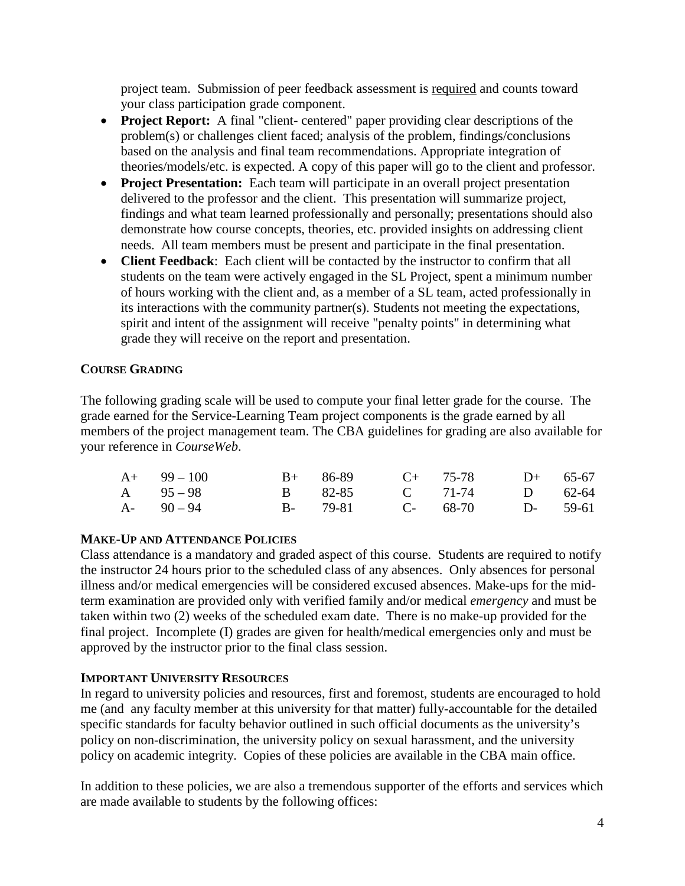project team. Submission of peer feedback assessment is required and counts toward your class participation grade component.

- **Project Report:** A final "client- centered" paper providing clear descriptions of the problem(s) or challenges client faced; analysis of the problem, findings/conclusions based on the analysis and final team recommendations. Appropriate integration of theories/models/etc. is expected. A copy of this paper will go to the client and professor.
- **Project Presentation:** Each team will participate in an overall project presentation delivered to the professor and the client. This presentation will summarize project, findings and what team learned professionally and personally; presentations should also demonstrate how course concepts, theories, etc. provided insights on addressing client needs. All team members must be present and participate in the final presentation.
- **Client Feedback**: Each client will be contacted by the instructor to confirm that all students on the team were actively engaged in the SL Project, spent a minimum number of hours working with the client and, as a member of a SL team, acted professionally in its interactions with the community partner(s). Students not meeting the expectations, spirit and intent of the assignment will receive "penalty points" in determining what grade they will receive on the report and presentation.

### COURSE GRADING

The following grading scale will be used to compute your final letter grade for the course. The grade earned for the Service-Learning Team project components is the grade earned by all members of the project management team. The CBA guidelines for grading are also available for your reference in *CourseWeb*.

| | | | | | | | |
|---|---|---|---|---|---|---|---|
| A+ | 99 – 100 | B+ | 86-89 | C+ | 75-78 | D+ | 65-67 |
| A | 95 – 98 | B | 82-85 | C | 71-74 | D | 62-64 |
| A- | 90 – 94 | B- | 79-81 | C- | 68-70 | D- | 59-61 |

### MAKE-UP AND ATTENDANCE POLICIES

Class attendance is a mandatory and graded aspect of this course. Students are required to notify the instructor 24 hours prior to the scheduled class of any absences. Only absences for personal illness and/or medical emergencies will be considered excused absences. Make-ups for the mid-term examination are provided only with verified family and/or medical *emergency* and must be taken within two (2) weeks of the scheduled exam date. There is no make-up provided for the final project. Incomplete (I) grades are given for health/medical emergencies only and must be approved by the instructor prior to the final class session.

### IMPORTANT UNIVERSITY RESOURCES

In regard to university policies and resources, first and foremost, students are encouraged to hold me (and any faculty member at this university for that matter) fully-accountable for the detailed specific standards for faculty behavior outlined in such official documents as the university's policy on non-discrimination, the university policy on sexual harassment, and the university policy on academic integrity. Copies of these policies are available in the CBA main office.

In addition to these policies, we are also a tremendous supporter of the efforts and services which are made available to students by the following offices: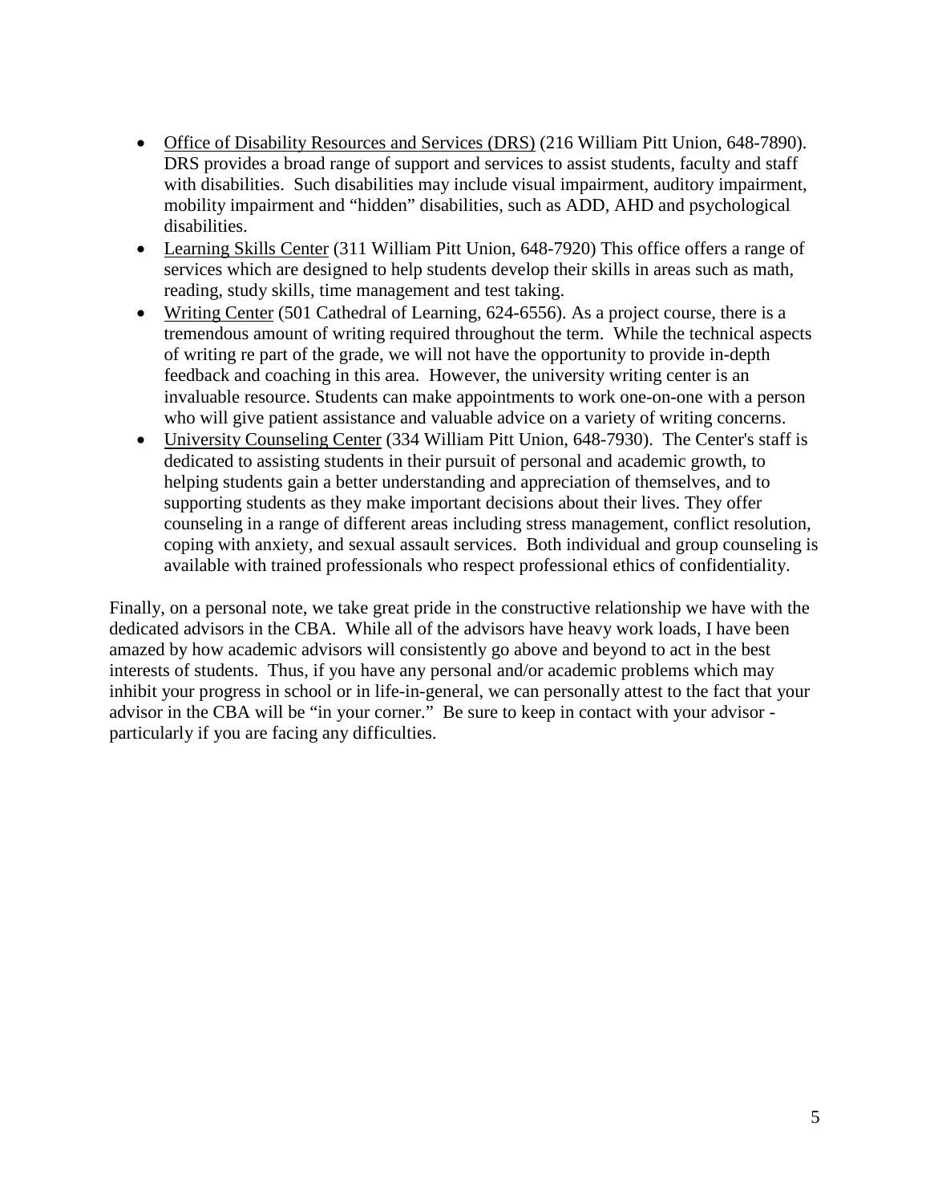- Office of Disability Resources and Services (DRS) (216 William Pitt Union, 648-7890). DRS provides a broad range of support and services to assist students, faculty and staff with disabilities. Such disabilities may include visual impairment, auditory impairment, mobility impairment and "hidden" disabilities, such as ADD, AHD and psychological disabilities.
- Learning Skills Center (311 William Pitt Union, 648-7920) This office offers a range of services which are designed to help students develop their skills in areas such as math, reading, study skills, time management and test taking.
- Writing Center (501 Cathedral of Learning, 624-6556). As a project course, there is a tremendous amount of writing required throughout the term. While the technical aspects of writing re part of the grade, we will not have the opportunity to provide in-depth feedback and coaching in this area. However, the university writing center is an invaluable resource. Students can make appointments to work one-on-one with a person who will give patient assistance and valuable advice on a variety of writing concerns.
- University Counseling Center (334 William Pitt Union, 648-7930). The Center's staff is dedicated to assisting students in their pursuit of personal and academic growth, to helping students gain a better understanding and appreciation of themselves, and to supporting students as they make important decisions about their lives. They offer counseling in a range of different areas including stress management, conflict resolution, coping with anxiety, and sexual assault services. Both individual and group counseling is available with trained professionals who respect professional ethics of confidentiality.

Finally, on a personal note, we take great pride in the constructive relationship we have with the dedicated advisors in the CBA. While all of the advisors have heavy work loads, I have been amazed by how academic advisors will consistently go above and beyond to act in the best interests of students. Thus, if you have any personal and/or academic problems which may inhibit your progress in school or in life-in-general, we can personally attest to the fact that your advisor in the CBA will be "in your corner." Be sure to keep in contact with your advisor - particularly if you are facing any difficulties.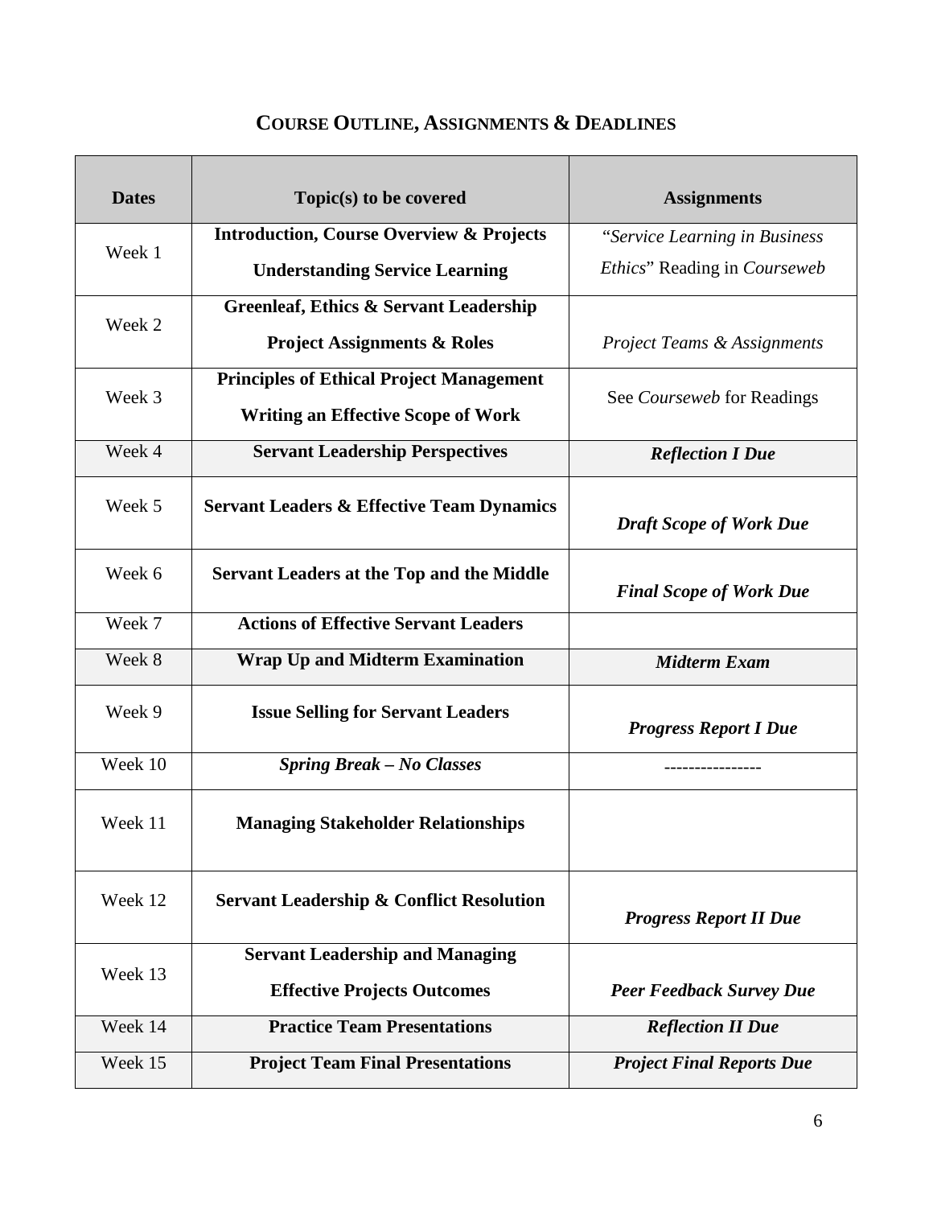## Course Outline, Assignments & Deadlines

| Dates | Topic(s) to be covered | Assignments |
|---|---|---|
| Week 1 | **Introduction, Course Overview & Projects** **Understanding Service Learning** | "*Service Learning in Business Ethics*" Reading in *Courseweb* |
| Week 2 | **Greenleaf, Ethics & Servant Leadership** **Project Assignments & Roles** | *Project Teams & Assignments* |
| Week 3 | **Principles of Ethical Project Management** **Writing an Effective Scope of Work** | See *Courseweb* for Readings |
| Week 4 | **Servant Leadership Perspectives** | ***Reflection I Due*** |
| Week 5 | **Servant Leaders & Effective Team Dynamics** | ***Draft Scope of Work Due*** |
| Week 6 | **Servant Leaders at the Top and the Middle** | ***Final Scope of Work Due*** |
| Week 7 | **Actions of Effective Servant Leaders** | |
| Week 8 | **Wrap Up and Midterm Examination** | ***Midterm Exam*** |
| Week 9 | **Issue Selling for Servant Leaders** | ***Progress Report I Due*** |
| Week 10 | ***Spring Break – No Classes*** | ---------------- |
| Week 11 | **Managing Stakeholder Relationships** | |
| Week 12 | **Servant Leadership & Conflict Resolution** | ***Progress Report II Due*** |
| Week 13 | **Servant Leadership and Managing Effective Projects Outcomes** | ***Peer Feedback Survey Due*** |
| Week 14 | **Practice Team Presentations** | ***Reflection II Due*** |
| Week 15 | **Project Team Final Presentations** | ***Project Final Reports Due*** |